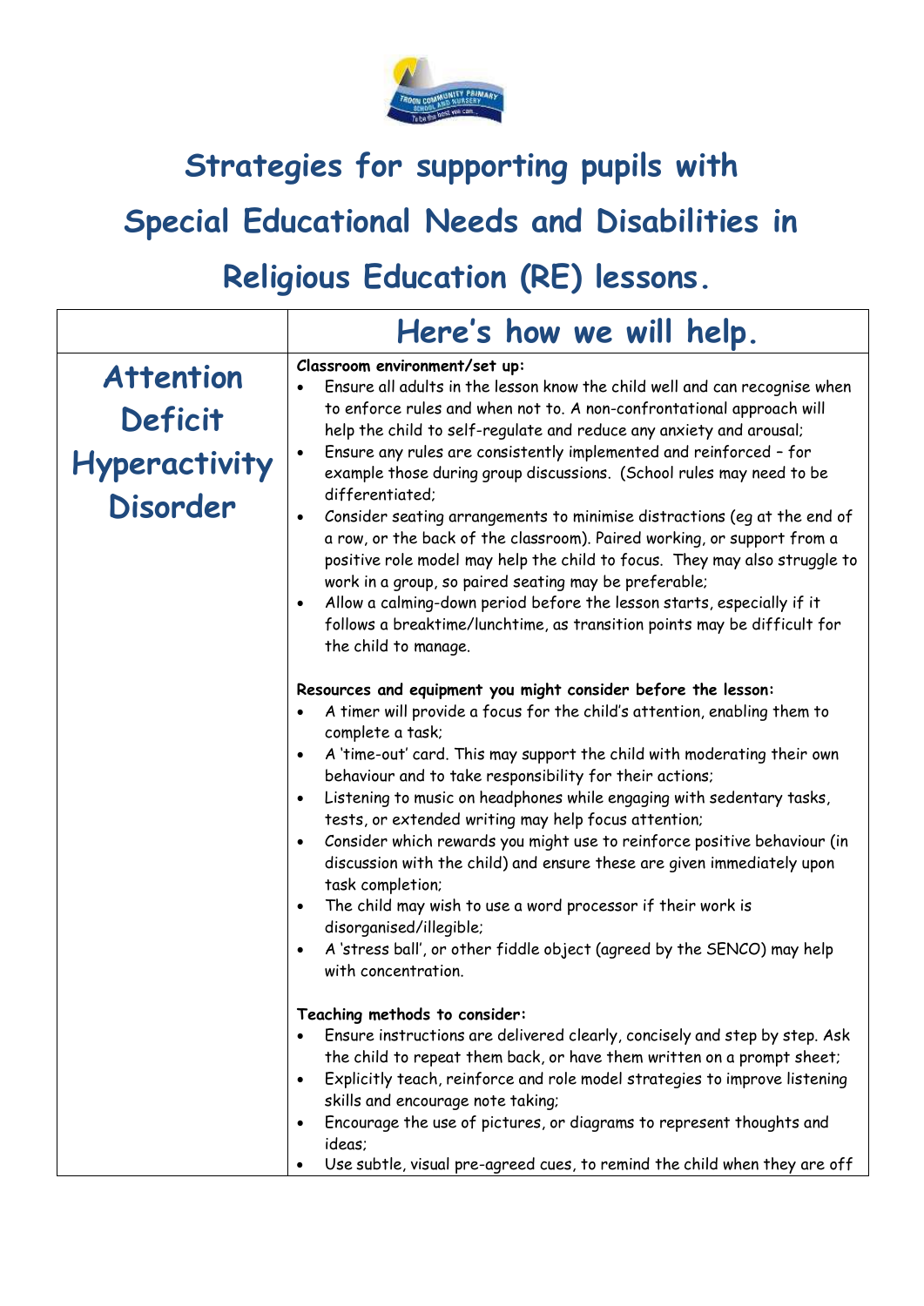# Strategies for supporting pupils with Special Educational Needs and Disabilities in Religious Education (RE) lessons.

| | Here's how we will help. |
|---|---|
| **Attention Deficit Hyperactivity Disorder** | **Classroom environment/set up:**<br>• Ensure all adults in the lesson know the child well and can recognise when to enforce rules and when not to. A non-confrontational approach will help the child to self-regulate and reduce any anxiety and arousal;<br>• Ensure any rules are consistently implemented and reinforced – for example those during group discussions. (School rules may need to be differentiated;<br>• Consider seating arrangements to minimise distractions (eg at the end of a row, or the back of the classroom). Paired working, or support from a positive role model may help the child to focus. They may also struggle to work in a group, so paired seating may be preferable;<br>• Allow a calming-down period before the lesson starts, especially if it follows a breaktime/lunchtime, as transition points may be difficult for the child to manage.<br><br>**Resources and equipment you might consider before the lesson:**<br>• A timer will provide a focus for the child's attention, enabling them to complete a task;<br>• A 'time-out' card. This may support the child with moderating their own behaviour and to take responsibility for their actions;<br>• Listening to music on headphones while engaging with sedentary tasks, tests, or extended writing may help focus attention;<br>• Consider which rewards you might use to reinforce positive behaviour (in discussion with the child) and ensure these are given immediately upon task completion;<br>• The child may wish to use a word processor if their work is disorganised/illegible;<br>• A 'stress ball', or other fiddle object (agreed by the SENCO) may help with concentration.<br><br>**Teaching methods to consider:**<br>• Ensure instructions are delivered clearly, concisely and step by step. Ask the child to repeat them back, or have them written on a prompt sheet;<br>• Explicitly teach, reinforce and role model strategies to improve listening skills and encourage note taking;<br>• Encourage the use of pictures, or diagrams to represent thoughts and ideas;<br>• Use subtle, visual pre-agreed cues, to remind the child when they are off |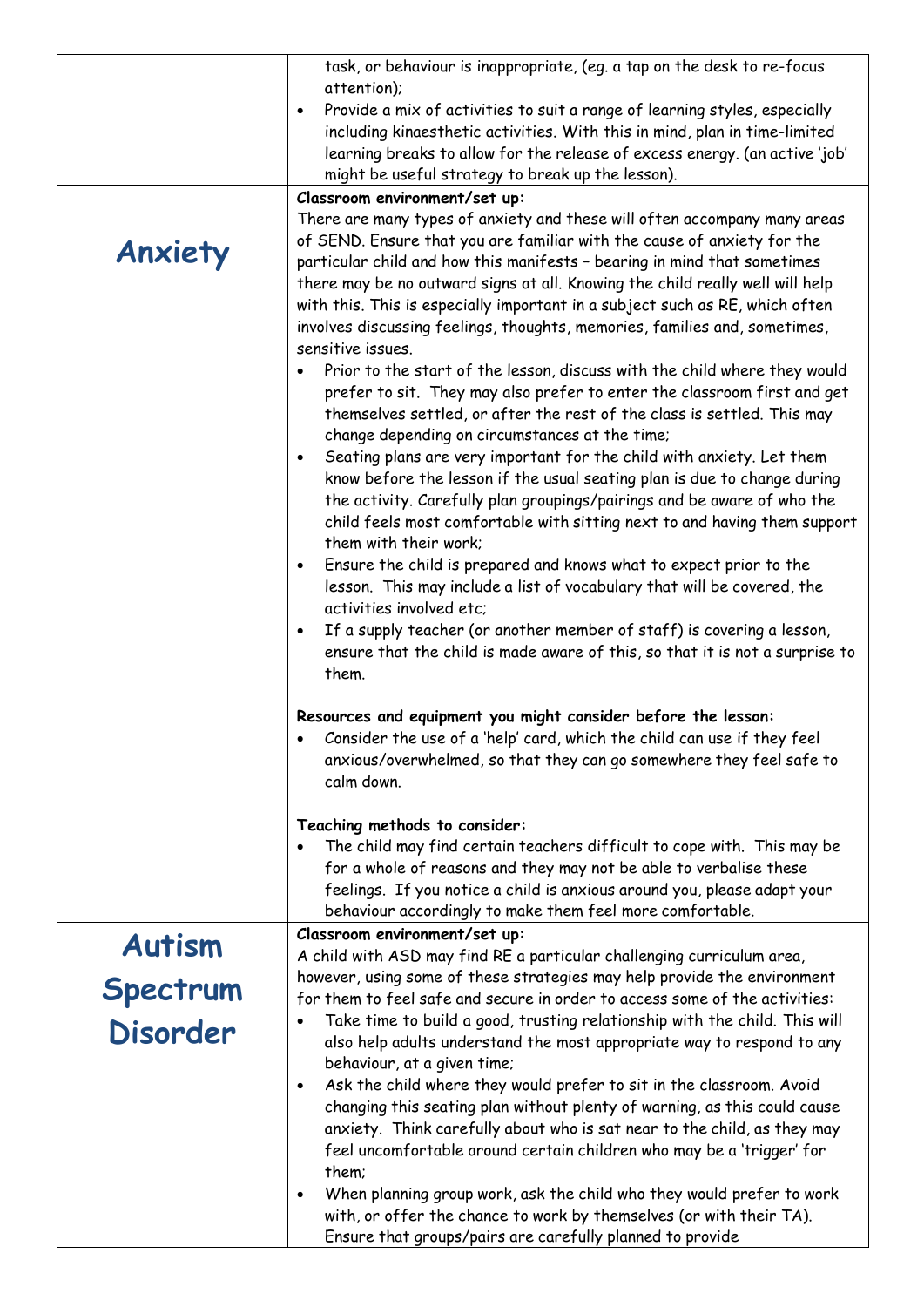| | |
|---|---|
| | task, or behaviour is inappropriate, (eg. a tap on the desk to re-focus attention);<br>• Provide a mix of activities to suit a range of learning styles, especially including kinaesthetic activities. With this in mind, plan in time-limited learning breaks to allow for the release of excess energy. (an active 'job' might be useful strategy to break up the lesson). |
| **Anxiety** | **Classroom environment/set up:**<br>There are many types of anxiety and these will often accompany many areas of SEND. Ensure that you are familiar with the cause of anxiety for the particular child and how this manifests – bearing in mind that sometimes there may be no outward signs at all. Knowing the child really well will help with this. This is especially important in a subject such as RE, which often involves discussing feelings, thoughts, memories, families and, sometimes, sensitive issues.<br>• Prior to the start of the lesson, discuss with the child where they would prefer to sit. They may also prefer to enter the classroom first and get themselves settled, or after the rest of the class is settled. This may change depending on circumstances at the time;<br>• Seating plans are very important for the child with anxiety. Let them know before the lesson if the usual seating plan is due to change during the activity. Carefully plan groupings/pairings and be aware of who the child feels most comfortable with sitting next to and having them support them with their work;<br>• Ensure the child is prepared and knows what to expect prior to the lesson. This may include a list of vocabulary that will be covered, the activities involved etc;<br>• If a supply teacher (or another member of staff) is covering a lesson, ensure that the child is made aware of this, so that it is not a surprise to them.<br><br>**Resources and equipment you might consider before the lesson:**<br>• Consider the use of a 'help' card, which the child can use if they feel anxious/overwhelmed, so that they can go somewhere they feel safe to calm down.<br><br>**Teaching methods to consider:**<br>• The child may find certain teachers difficult to cope with. This may be for a whole of reasons and they may not be able to verbalise these feelings. If you notice a child is anxious around you, please adapt your behaviour accordingly to make them feel more comfortable. |
| **Autism Spectrum Disorder** | **Classroom environment/set up:**<br>A child with ASD may find RE a particular challenging curriculum area, however, using some of these strategies may help provide the environment for them to feel safe and secure in order to access some of the activities:<br>• Take time to build a good, trusting relationship with the child. This will also help adults understand the most appropriate way to respond to any behaviour, at a given time;<br>• Ask the child where they would prefer to sit in the classroom. Avoid changing this seating plan without plenty of warning, as this could cause anxiety. Think carefully about who is sat near to the child, as they may feel uncomfortable around certain children who may be a 'trigger' for them;<br>• When planning group work, ask the child who they would prefer to work with, or offer the chance to work by themselves (or with their TA). Ensure that groups/pairs are carefully planned to provide |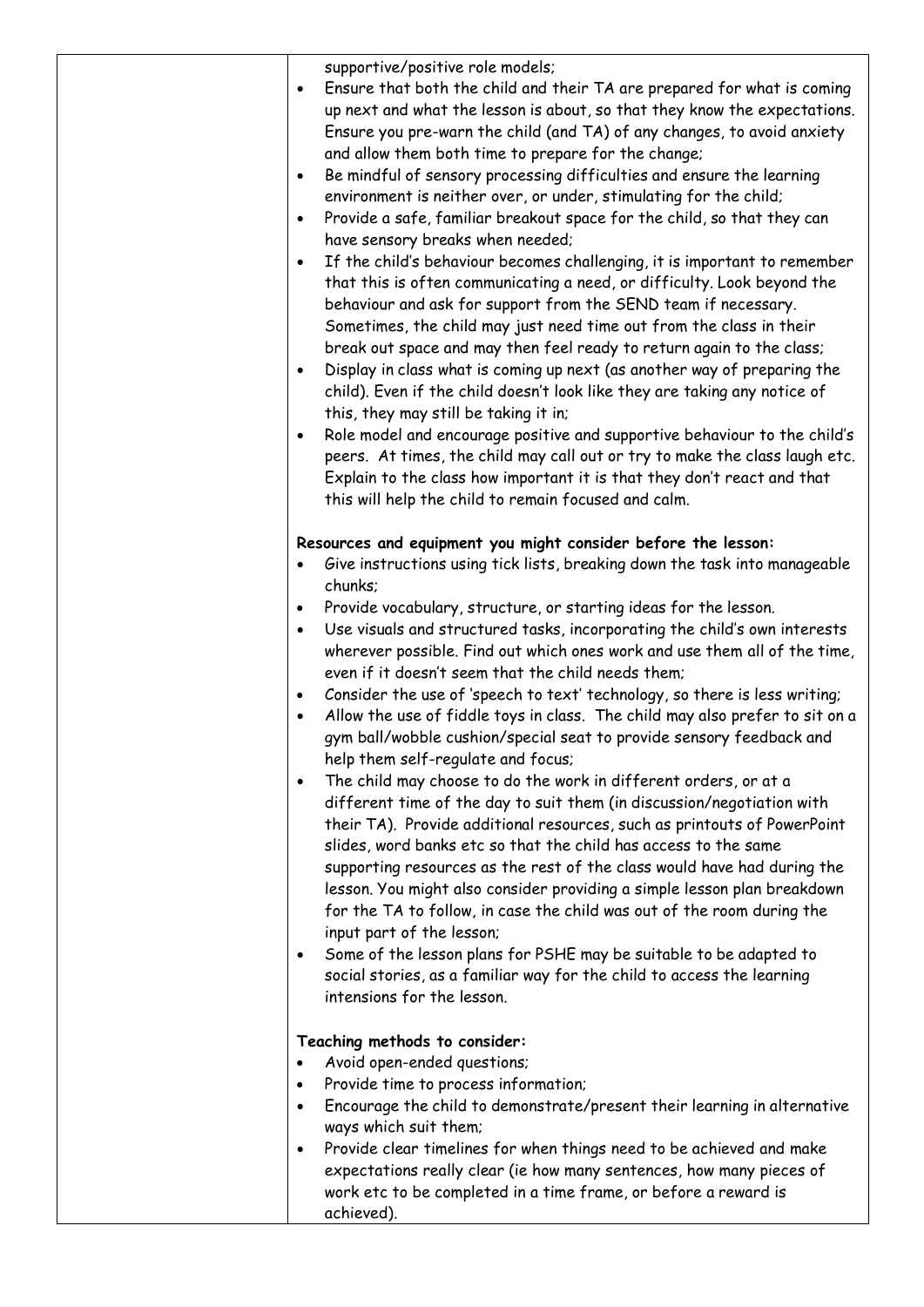| | supportive/positive role models;<br>• Ensure that both the child and their TA are prepared for what is coming up next and what the lesson is about, so that they know the expectations. Ensure you pre-warn the child (and TA) of any changes, to avoid anxiety and allow them both time to prepare for the change;<br>• Be mindful of sensory processing difficulties and ensure the learning environment is neither over, or under, stimulating for the child;<br>• Provide a safe, familiar breakout space for the child, so that they can have sensory breaks when needed;<br>• If the child's behaviour becomes challenging, it is important to remember that this is often communicating a need, or difficulty. Look beyond the behaviour and ask for support from the SEND team if necessary. Sometimes, the child may just need time out from the class in their break out space and may then feel ready to return again to the class;<br>• Display in class what is coming up next (as another way of preparing the child). Even if the child doesn't look like they are taking any notice of this, they may still be taking it in;<br>• Role model and encourage positive and supportive behaviour to the child's peers. At times, the child may call out or try to make the class laugh etc. Explain to the class how important it is that they don't react and that this will help the child to remain focused and calm.<br><br>**Resources and equipment you might consider before the lesson:**<br>• Give instructions using tick lists, breaking down the task into manageable chunks;<br>• Provide vocabulary, structure, or starting ideas for the lesson.<br>• Use visuals and structured tasks, incorporating the child's own interests wherever possible. Find out which ones work and use them all of the time, even if it doesn't seem that the child needs them;<br>• Consider the use of 'speech to text' technology, so there is less writing;<br>• Allow the use of fiddle toys in class. The child may also prefer to sit on a gym ball/wobble cushion/special seat to provide sensory feedback and help them self-regulate and focus;<br>• The child may choose to do the work in different orders, or at a different time of the day to suit them (in discussion/negotiation with their TA). Provide additional resources, such as printouts of PowerPoint slides, word banks etc so that the child has access to the same supporting resources as the rest of the class would have had during the lesson. You might also consider providing a simple lesson plan breakdown for the TA to follow, in case the child was out of the room during the input part of the lesson;<br>• Some of the lesson plans for PSHE may be suitable to be adapted to social stories, as a familiar way for the child to access the learning intensions for the lesson.<br><br>**Teaching methods to consider:**<br>• Avoid open-ended questions;<br>• Provide time to process information;<br>• Encourage the child to demonstrate/present their learning in alternative ways which suit them;<br>• Provide clear timelines for when things need to be achieved and make expectations really clear (ie how many sentences, how many pieces of work etc to be completed in a time frame, or before a reward is achieved). |
|---|---|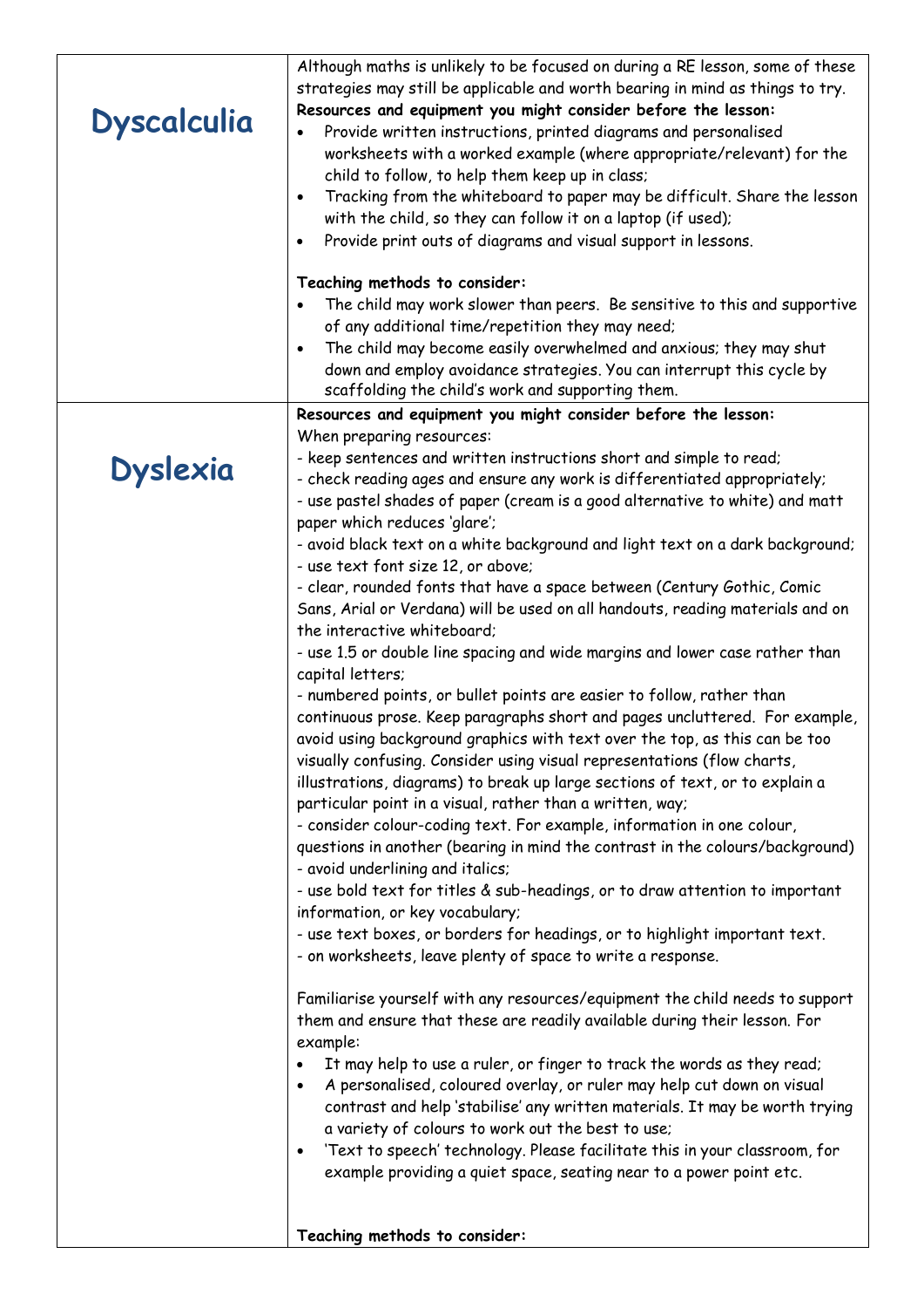| | |
|---|---|
| **Dyscalculia** | Although maths is unlikely to be focused on during a RE lesson, some of these strategies may still be applicable and worth bearing in mind as things to try.<br>**Resources and equipment you might consider before the lesson:**<br>• Provide written instructions, printed diagrams and personalised worksheets with a worked example (where appropriate/relevant) for the child to follow, to help them keep up in class;<br>• Tracking from the whiteboard to paper may be difficult. Share the lesson with the child, so they can follow it on a laptop (if used);<br>• Provide print outs of diagrams and visual support in lessons.<br><br>**Teaching methods to consider:**<br>• The child may work slower than peers. Be sensitive to this and supportive of any additional time/repetition they may need;<br>• The child may become easily overwhelmed and anxious; they may shut down and employ avoidance strategies. You can interrupt this cycle by scaffolding the child's work and supporting them. |
| **Dyslexia** | **Resources and equipment you might consider before the lesson:**<br>When preparing resources:<br>- keep sentences and written instructions short and simple to read;<br>- check reading ages and ensure any work is differentiated appropriately;<br>- use pastel shades of paper (cream is a good alternative to white) and matt paper which reduces 'glare';<br>- avoid black text on a white background and light text on a dark background;<br>- use text font size 12, or above;<br>- clear, rounded fonts that have a space between (Century Gothic, Comic Sans, Arial or Verdana) will be used on all handouts, reading materials and on the interactive whiteboard;<br>- use 1.5 or double line spacing and wide margins and lower case rather than capital letters;<br>- numbered points, or bullet points are easier to follow, rather than continuous prose. Keep paragraphs short and pages uncluttered. For example, avoid using background graphics with text over the top, as this can be too visually confusing. Consider using visual representations (flow charts, illustrations, diagrams) to break up large sections of text, or to explain a particular point in a visual, rather than a written, way;<br>- consider colour-coding text. For example, information in one colour, questions in another (bearing in mind the contrast in the colours/background)<br>- avoid underlining and italics;<br>- use bold text for titles & sub-headings, or to draw attention to important information, or key vocabulary;<br>- use text boxes, or borders for headings, or to highlight important text.<br>- on worksheets, leave plenty of space to write a response.<br><br>Familiarise yourself with any resources/equipment the child needs to support them and ensure that these are readily available during their lesson. For example:<br>• It may help to use a ruler, or finger to track the words as they read;<br>• A personalised, coloured overlay, or ruler may help cut down on visual contrast and help 'stabilise' any written materials. It may be worth trying a variety of colours to work out the best to use;<br>• 'Text to speech' technology. Please facilitate this in your classroom, for example providing a quiet space, seating near to a power point etc.<br><br>**Teaching methods to consider:** |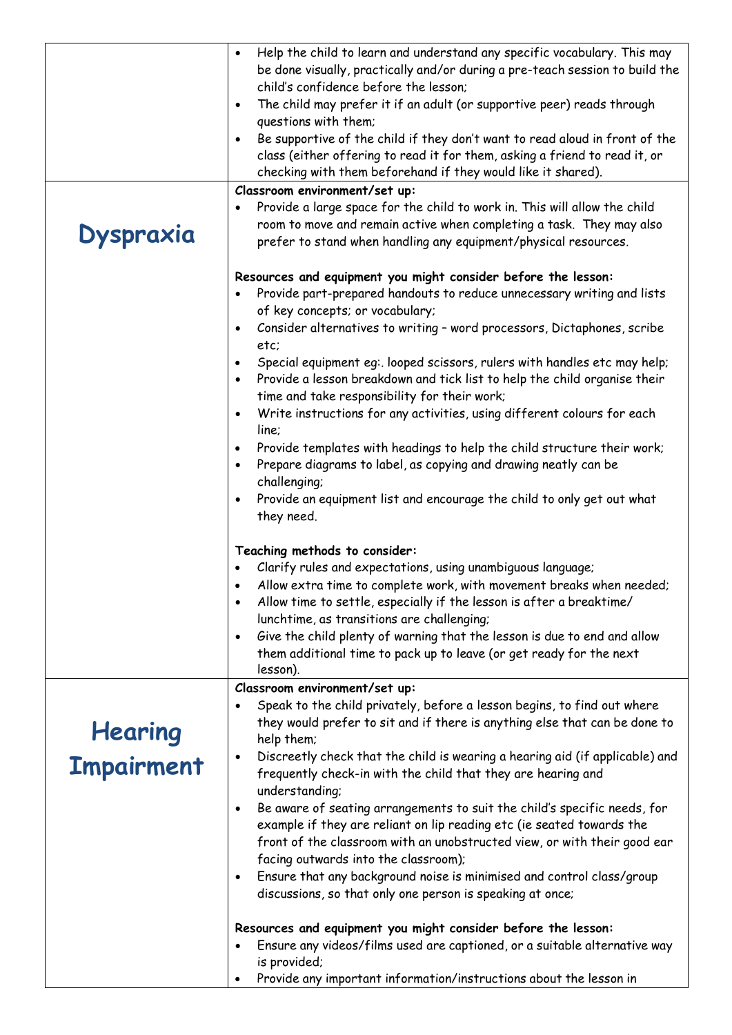| | |
|---|---|
| | • Help the child to learn and understand any specific vocabulary. This may be done visually, practically and/or during a pre-teach session to build the child's confidence before the lesson;<br>• The child may prefer it if an adult (or supportive peer) reads through questions with them;<br>• Be supportive of the child if they don't want to read aloud in front of the class (either offering to read it for them, asking a friend to read it, or checking with them beforehand if they would like it shared). |
| **Dyspraxia** | **Classroom environment/set up:**<br>• Provide a large space for the child to work in. This will allow the child room to move and remain active when completing a task. They may also prefer to stand when handling any equipment/physical resources.<br><br>**Resources and equipment you might consider before the lesson:**<br>• Provide part-prepared handouts to reduce unnecessary writing and lists of key concepts; or vocabulary;<br>• Consider alternatives to writing – word processors, Dictaphones, scribe etc;<br>• Special equipment eg:. looped scissors, rulers with handles etc may help;<br>• Provide a lesson breakdown and tick list to help the child organise their time and take responsibility for their work;<br>• Write instructions for any activities, using different colours for each line;<br>• Provide templates with headings to help the child structure their work;<br>• Prepare diagrams to label, as copying and drawing neatly can be challenging;<br>• Provide an equipment list and encourage the child to only get out what they need.<br><br>**Teaching methods to consider:**<br>• Clarify rules and expectations, using unambiguous language;<br>• Allow extra time to complete work, with movement breaks when needed;<br>• Allow time to settle, especially if the lesson is after a breaktime/ lunchtime, as transitions are challenging;<br>• Give the child plenty of warning that the lesson is due to end and allow them additional time to pack up to leave (or get ready for the next lesson). |
| **Hearing Impairment** | **Classroom environment/set up:**<br>• Speak to the child privately, before a lesson begins, to find out where they would prefer to sit and if there is anything else that can be done to help them;<br>• Discreetly check that the child is wearing a hearing aid (if applicable) and frequently check-in with the child that they are hearing and understanding;<br>• Be aware of seating arrangements to suit the child's specific needs, for example if they are reliant on lip reading etc (ie seated towards the front of the classroom with an unobstructed view, or with their good ear facing outwards into the classroom);<br>• Ensure that any background noise is minimised and control class/group discussions, so that only one person is speaking at once;<br><br>**Resources and equipment you might consider before the lesson:**<br>• Ensure any videos/films used are captioned, or a suitable alternative way is provided;<br>• Provide any important information/instructions about the lesson in |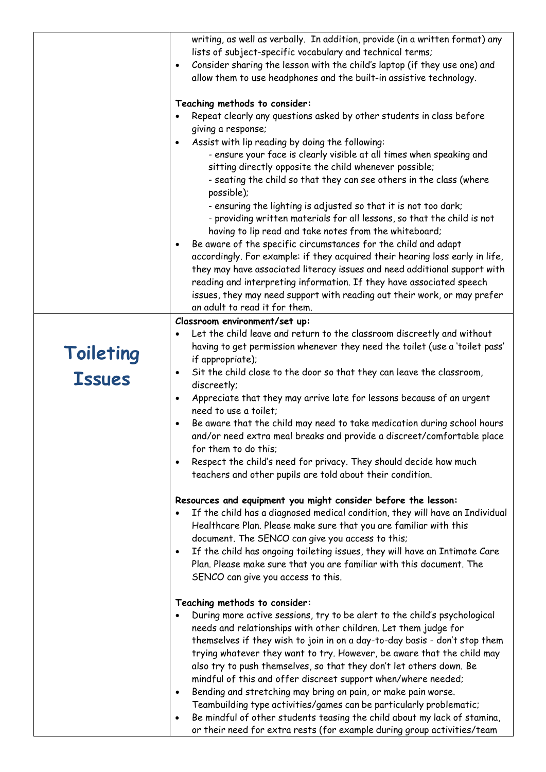| | |
|---|---|
| | writing, as well as verbally. In addition, provide (in a written format) any lists of subject-specific vocabulary and technical terms;<br>• Consider sharing the lesson with the child's laptop (if they use one) and allow them to use headphones and the built-in assistive technology.<br><br>**Teaching methods to consider:**<br>• Repeat clearly any questions asked by other students in class before giving a response;<br>• Assist with lip reading by doing the following:<br>- ensure your face is clearly visible at all times when speaking and sitting directly opposite the child whenever possible;<br>- seating the child so that they can see others in the class (where possible);<br>- ensuring the lighting is adjusted so that it is not too dark;<br>- providing written materials for all lessons, so that the child is not having to lip read and take notes from the whiteboard;<br>• Be aware of the specific circumstances for the child and adapt accordingly. For example: if they acquired their hearing loss early in life, they may have associated literacy issues and need additional support with reading and interpreting information. If they have associated speech issues, they may need support with reading out their work, or may prefer an adult to read it for them. |
| **Toileting Issues** | **Classroom environment/set up:**<br>• Let the child leave and return to the classroom discreetly and without having to get permission whenever they need the toilet (use a 'toilet pass' if appropriate);<br>• Sit the child close to the door so that they can leave the classroom, discreetly;<br>• Appreciate that they may arrive late for lessons because of an urgent need to use a toilet;<br>• Be aware that the child may need to take medication during school hours and/or need extra meal breaks and provide a discreet/comfortable place for them to do this;<br>• Respect the child's need for privacy. They should decide how much teachers and other pupils are told about their condition.<br><br>**Resources and equipment you might consider before the lesson:**<br>• If the child has a diagnosed medical condition, they will have an Individual Healthcare Plan. Please make sure that you are familiar with this document. The SENCO can give you access to this;<br>• If the child has ongoing toileting issues, they will have an Intimate Care Plan. Please make sure that you are familiar with this document. The SENCO can give you access to this.<br><br>**Teaching methods to consider:**<br>• During more active sessions, try to be alert to the child's psychological needs and relationships with other children. Let them judge for themselves if they wish to join in on a day-to-day basis - don't stop them trying whatever they want to try. However, be aware that the child may also try to push themselves, so that they don't let others down. Be mindful of this and offer discreet support when/where needed;<br>• Bending and stretching may bring on pain, or make pain worse. Teambuilding type activities/games can be particularly problematic;<br>• Be mindful of other students teasing the child about my lack of stamina, or their need for extra rests (for example during group activities/team |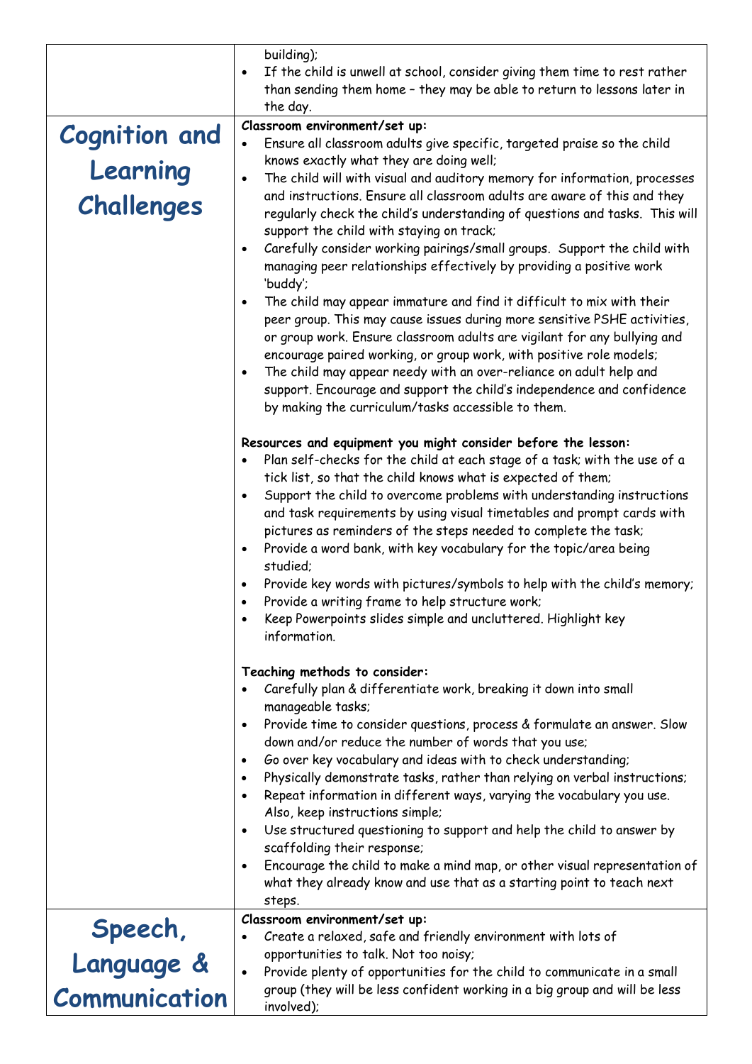| | |
|---|---|
| | building);<br>• If the child is unwell at school, consider giving them time to rest rather than sending them home – they may be able to return to lessons later in the day. |
| **Cognition and Learning Challenges** | **Classroom environment/set up:**<br>• Ensure all classroom adults give specific, targeted praise so the child knows exactly what they are doing well;<br>• The child will with visual and auditory memory for information, processes and instructions. Ensure all classroom adults are aware of this and they regularly check the child's understanding of questions and tasks. This will support the child with staying on track;<br>• Carefully consider working pairings/small groups. Support the child with managing peer relationships effectively by providing a positive work 'buddy';<br>• The child may appear immature and find it difficult to mix with their peer group. This may cause issues during more sensitive PSHE activities, or group work. Ensure classroom adults are vigilant for any bullying and encourage paired working, or group work, with positive role models;<br>• The child may appear needy with an over-reliance on adult help and support. Encourage and support the child's independence and confidence by making the curriculum/tasks accessible to them.<br><br>**Resources and equipment you might consider before the lesson:**<br>• Plan self-checks for the child at each stage of a task; with the use of a tick list, so that the child knows what is expected of them;<br>• Support the child to overcome problems with understanding instructions and task requirements by using visual timetables and prompt cards with pictures as reminders of the steps needed to complete the task;<br>• Provide a word bank, with key vocabulary for the topic/area being studied;<br>• Provide key words with pictures/symbols to help with the child's memory;<br>• Provide a writing frame to help structure work;<br>• Keep Powerpoints slides simple and uncluttered. Highlight key information.<br><br>**Teaching methods to consider:**<br>• Carefully plan & differentiate work, breaking it down into small manageable tasks;<br>• Provide time to consider questions, process & formulate an answer. Slow down and/or reduce the number of words that you use;<br>• Go over key vocabulary and ideas with to check understanding;<br>• Physically demonstrate tasks, rather than relying on verbal instructions;<br>• Repeat information in different ways, varying the vocabulary you use. Also, keep instructions simple;<br>• Use structured questioning to support and help the child to answer by scaffolding their response;<br>• Encourage the child to make a mind map, or other visual representation of what they already know and use that as a starting point to teach next steps. |
| **Speech, Language & Communication** | **Classroom environment/set up:**<br>• Create a relaxed, safe and friendly environment with lots of opportunities to talk. Not too noisy;<br>• Provide plenty of opportunities for the child to communicate in a small group (they will be less confident working in a big group and will be less involved); |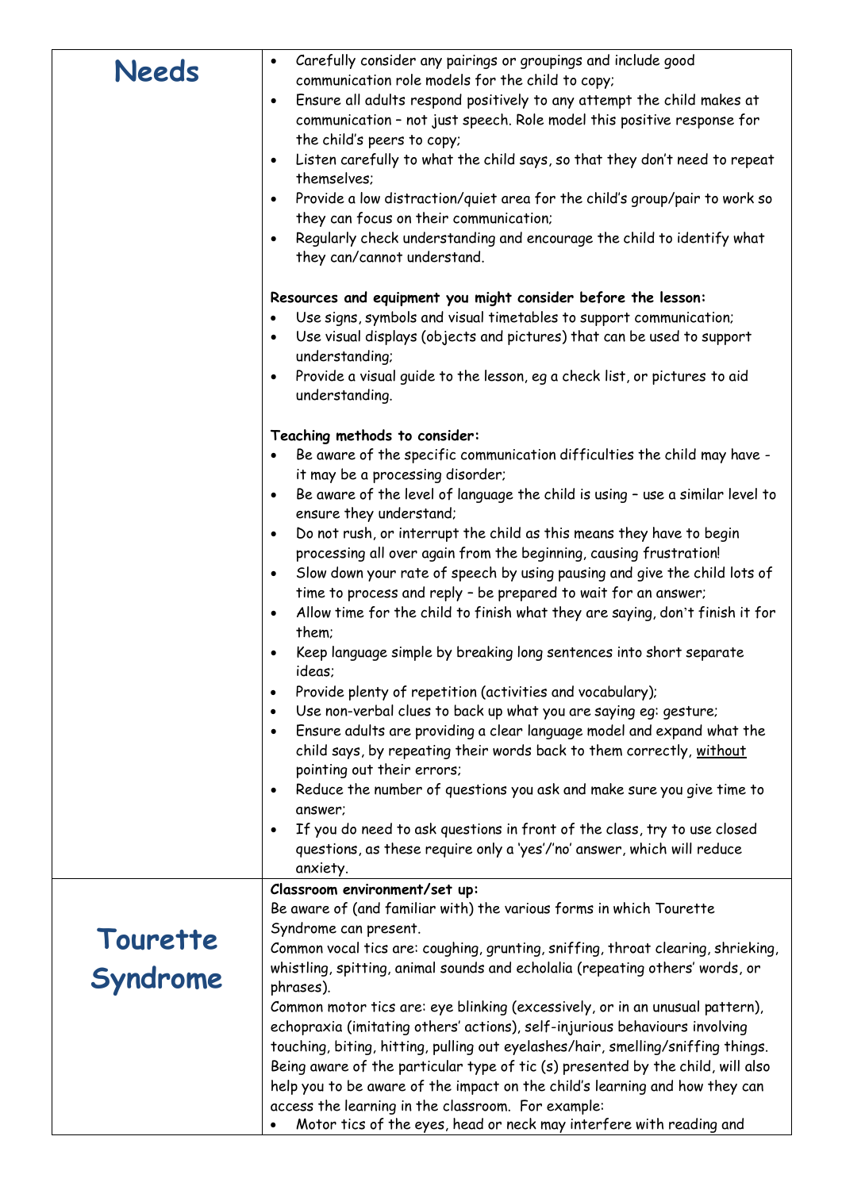| | |
|---|---|
| **Needs** | • Carefully consider any pairings or groupings and include good communication role models for the child to copy;<br>• Ensure all adults respond positively to any attempt the child makes at communication – not just speech. Role model this positive response for the child's peers to copy;<br>• Listen carefully to what the child says, so that they don't need to repeat themselves;<br>• Provide a low distraction/quiet area for the child's group/pair to work so they can focus on their communication;<br>• Regularly check understanding and encourage the child to identify what they can/cannot understand.<br><br>**Resources and equipment you might consider before the lesson:**<br>• Use signs, symbols and visual timetables to support communication;<br>• Use visual displays (objects and pictures) that can be used to support understanding;<br>• Provide a visual guide to the lesson, eg a check list, or pictures to aid understanding.<br><br>**Teaching methods to consider:**<br>• Be aware of the specific communication difficulties the child may have - it may be a processing disorder;<br>• Be aware of the level of language the child is using – use a similar level to ensure they understand;<br>• Do not rush, or interrupt the child as this means they have to begin processing all over again from the beginning, causing frustration!<br>• Slow down your rate of speech by using pausing and give the child lots of time to process and reply – be prepared to wait for an answer;<br>• Allow time for the child to finish what they are saying, don't finish it for them;<br>• Keep language simple by breaking long sentences into short separate ideas;<br>• Provide plenty of repetition (activities and vocabulary);<br>• Use non-verbal clues to back up what you are saying eg: gesture;<br>• Ensure adults are providing a clear language model and expand what the child says, by repeating their words back to them correctly, <u>without</u> pointing out their errors;<br>• Reduce the number of questions you ask and make sure you give time to answer;<br>• If you do need to ask questions in front of the class, try to use closed questions, as these require only a 'yes'/'no' answer, which will reduce anxiety. |
| **Tourette Syndrome** | **Classroom environment/set up:**<br>Be aware of (and familiar with) the various forms in which Tourette Syndrome can present.<br>Common vocal tics are: coughing, grunting, sniffing, throat clearing, shrieking, whistling, spitting, animal sounds and echolalia (repeating others' words, or phrases).<br>Common motor tics are: eye blinking (excessively, or in an unusual pattern), echopraxia (imitating others' actions), self-injurious behaviours involving touching, biting, hitting, pulling out eyelashes/hair, smelling/sniffing things.<br>Being aware of the particular type of tic (s) presented by the child, will also help you to be aware of the impact on the child's learning and how they can access the learning in the classroom. For example:<br>• Motor tics of the eyes, head or neck may interfere with reading and |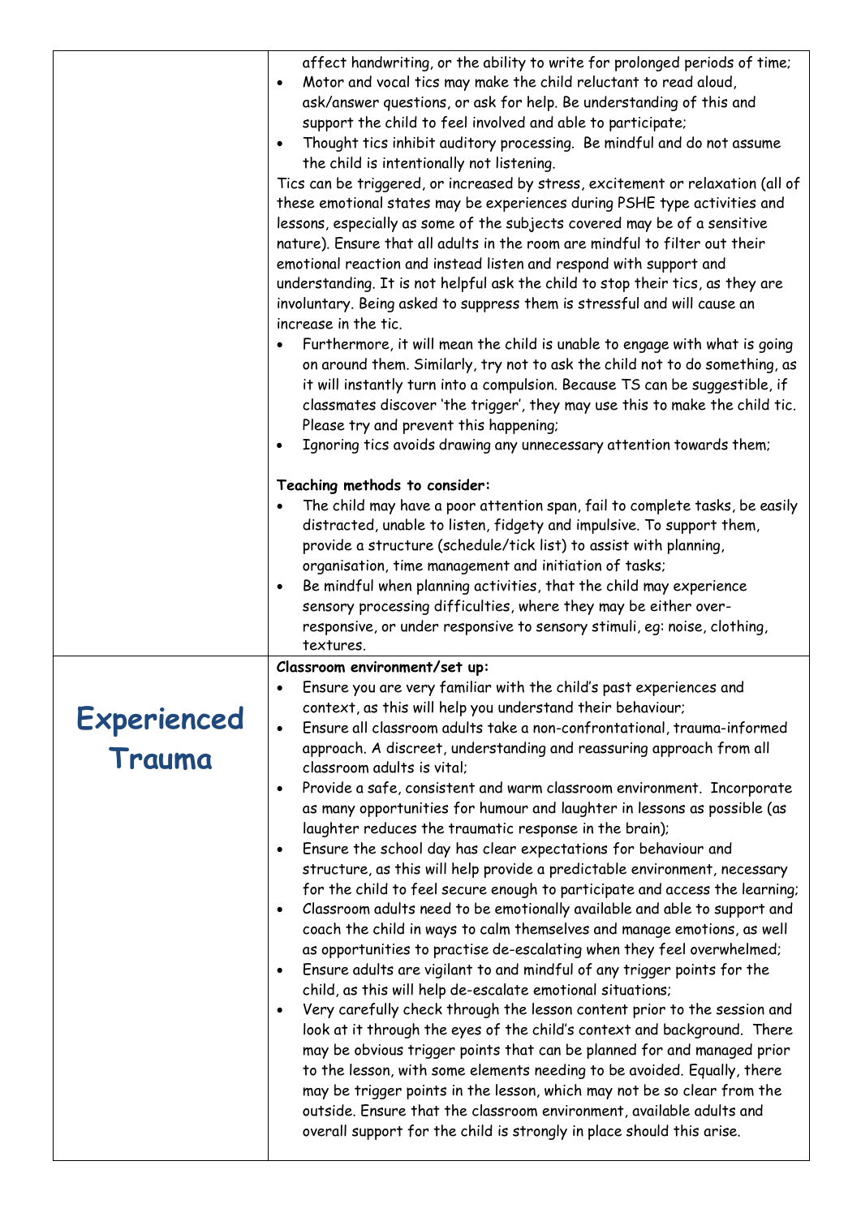| | |
|---|---|
| | affect handwriting, or the ability to write for prolonged periods of time;<br>• Motor and vocal tics may make the child reluctant to read aloud, ask/answer questions, or ask for help. Be understanding of this and support the child to feel involved and able to participate;<br>• Thought tics inhibit auditory processing. Be mindful and do not assume the child is intentionally not listening.<br>Tics can be triggered, or increased by stress, excitement or relaxation (all of these emotional states may be experiences during PSHE type activities and lessons, especially as some of the subjects covered may be of a sensitive nature). Ensure that all adults in the room are mindful to filter out their emotional reaction and instead listen and respond with support and understanding. It is not helpful ask the child to stop their tics, as they are involuntary. Being asked to suppress them is stressful and will cause an increase in the tic.<br>• Furthermore, it will mean the child is unable to engage with what is going on around them. Similarly, try not to ask the child not to do something, as it will instantly turn into a compulsion. Because TS can be suggestible, if classmates discover 'the trigger', they may use this to make the child tic. Please try and prevent this happening;<br>• Ignoring tics avoids drawing any unnecessary attention towards them;<br><br>**Teaching methods to consider:**<br>• The child may have a poor attention span, fail to complete tasks, be easily distracted, unable to listen, fidgety and impulsive. To support them, provide a structure (schedule/tick list) to assist with planning, organisation, time management and initiation of tasks;<br>• Be mindful when planning activities, that the child may experience sensory processing difficulties, where they may be either over-responsive, or under responsive to sensory stimuli, eg: noise, clothing, textures. |
| **Experienced Trauma** | **Classroom environment/set up:**<br>• Ensure you are very familiar with the child's past experiences and context, as this will help you understand their behaviour;<br>• Ensure all classroom adults take a non-confrontational, trauma-informed approach. A discreet, understanding and reassuring approach from all classroom adults is vital;<br>• Provide a safe, consistent and warm classroom environment. Incorporate as many opportunities for humour and laughter in lessons as possible (as laughter reduces the traumatic response in the brain);<br>• Ensure the school day has clear expectations for behaviour and structure, as this will help provide a predictable environment, necessary for the child to feel secure enough to participate and access the learning;<br>• Classroom adults need to be emotionally available and able to support and coach the child in ways to calm themselves and manage emotions, as well as opportunities to practise de-escalating when they feel overwhelmed;<br>• Ensure adults are vigilant to and mindful of any trigger points for the child, as this will help de-escalate emotional situations;<br>• Very carefully check through the lesson content prior to the session and look at it through the eyes of the child's context and background. There may be obvious trigger points that can be planned for and managed prior to the lesson, with some elements needing to be avoided. Equally, there may be trigger points in the lesson, which may not be so clear from the outside. Ensure that the classroom environment, available adults and overall support for the child is strongly in place should this arise. |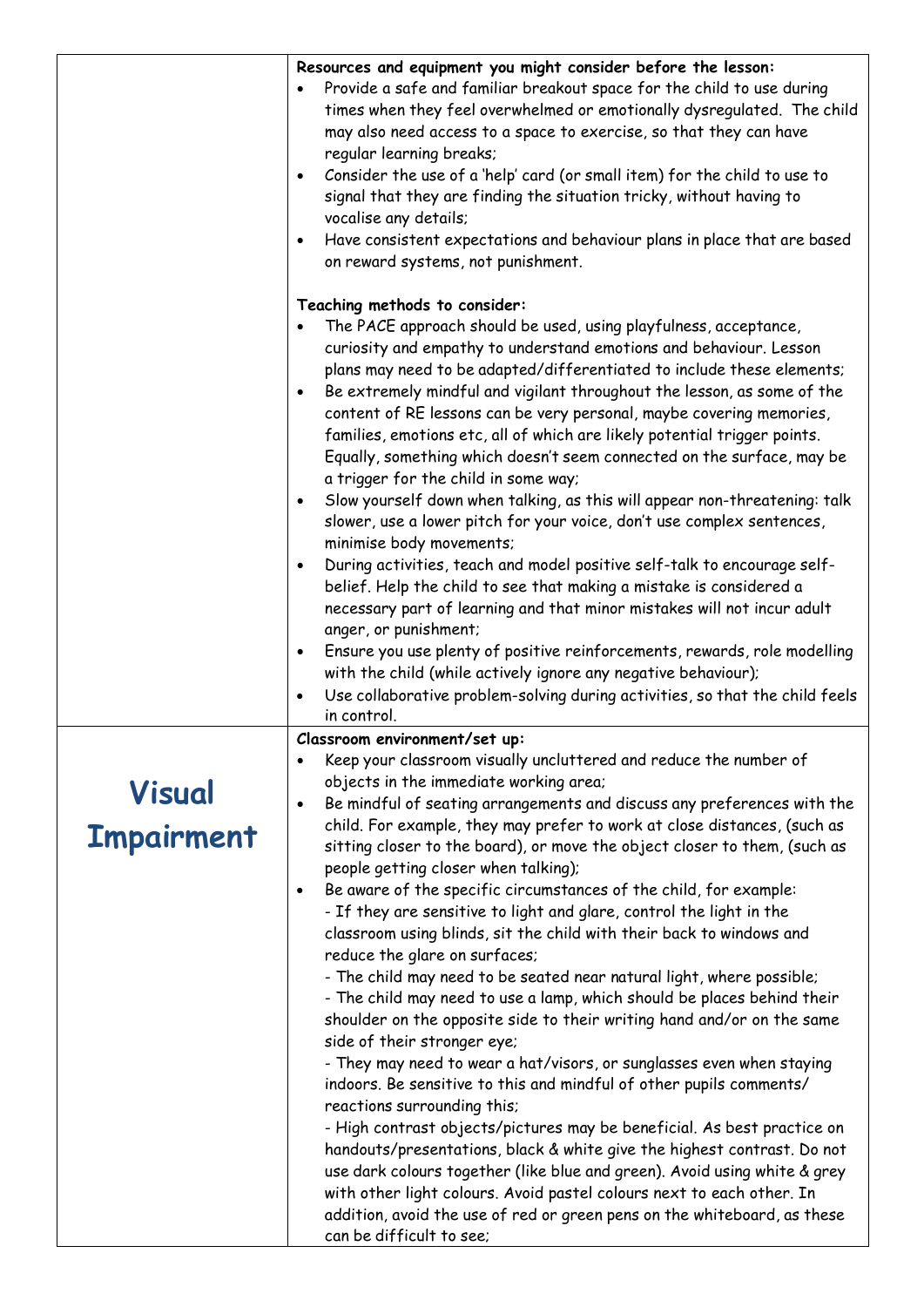| | |
|---|---|
| | **Resources and equipment you might consider before the lesson:**<br>• Provide a safe and familiar breakout space for the child to use during times when they feel overwhelmed or emotionally dysregulated. The child may also need access to a space to exercise, so that they can have regular learning breaks;<br>• Consider the use of a 'help' card (or small item) for the child to use to signal that they are finding the situation tricky, without having to vocalise any details;<br>• Have consistent expectations and behaviour plans in place that are based on reward systems, not punishment.<br><br>**Teaching methods to consider:**<br>• The PACE approach should be used, using playfulness, acceptance, curiosity and empathy to understand emotions and behaviour. Lesson plans may need to be adapted/differentiated to include these elements;<br>• Be extremely mindful and vigilant throughout the lesson, as some of the content of RE lessons can be very personal, maybe covering memories, families, emotions etc, all of which are likely potential trigger points. Equally, something which doesn't seem connected on the surface, may be a trigger for the child in some way;<br>• Slow yourself down when talking, as this will appear non-threatening: talk slower, use a lower pitch for your voice, don't use complex sentences, minimise body movements;<br>• During activities, teach and model positive self-talk to encourage self-belief. Help the child to see that making a mistake is considered a necessary part of learning and that minor mistakes will not incur adult anger, or punishment;<br>• Ensure you use plenty of positive reinforcements, rewards, role modelling with the child (while actively ignore any negative behaviour);<br>• Use collaborative problem-solving during activities, so that the child feels in control. |
| **Visual Impairment** | **Classroom environment/set up:**<br>• Keep your classroom visually uncluttered and reduce the number of objects in the immediate working area;<br>• Be mindful of seating arrangements and discuss any preferences with the child. For example, they may prefer to work at close distances, (such as sitting closer to the board), or move the object closer to them, (such as people getting closer when talking);<br>• Be aware of the specific circumstances of the child, for example:<br>- If they are sensitive to light and glare, control the light in the classroom using blinds, sit the child with their back to windows and reduce the glare on surfaces;<br>- The child may need to be seated near natural light, where possible;<br>- The child may need to use a lamp, which should be places behind their shoulder on the opposite side to their writing hand and/or on the same side of their stronger eye;<br>- They may need to wear a hat/visors, or sunglasses even when staying indoors. Be sensitive to this and mindful of other pupils comments/ reactions surrounding this;<br>- High contrast objects/pictures may be beneficial. As best practice on handouts/presentations, black & white give the highest contrast. Do not use dark colours together (like blue and green). Avoid using white & grey with other light colours. Avoid pastel colours next to each other. In addition, avoid the use of red or green pens on the whiteboard, as these can be difficult to see; |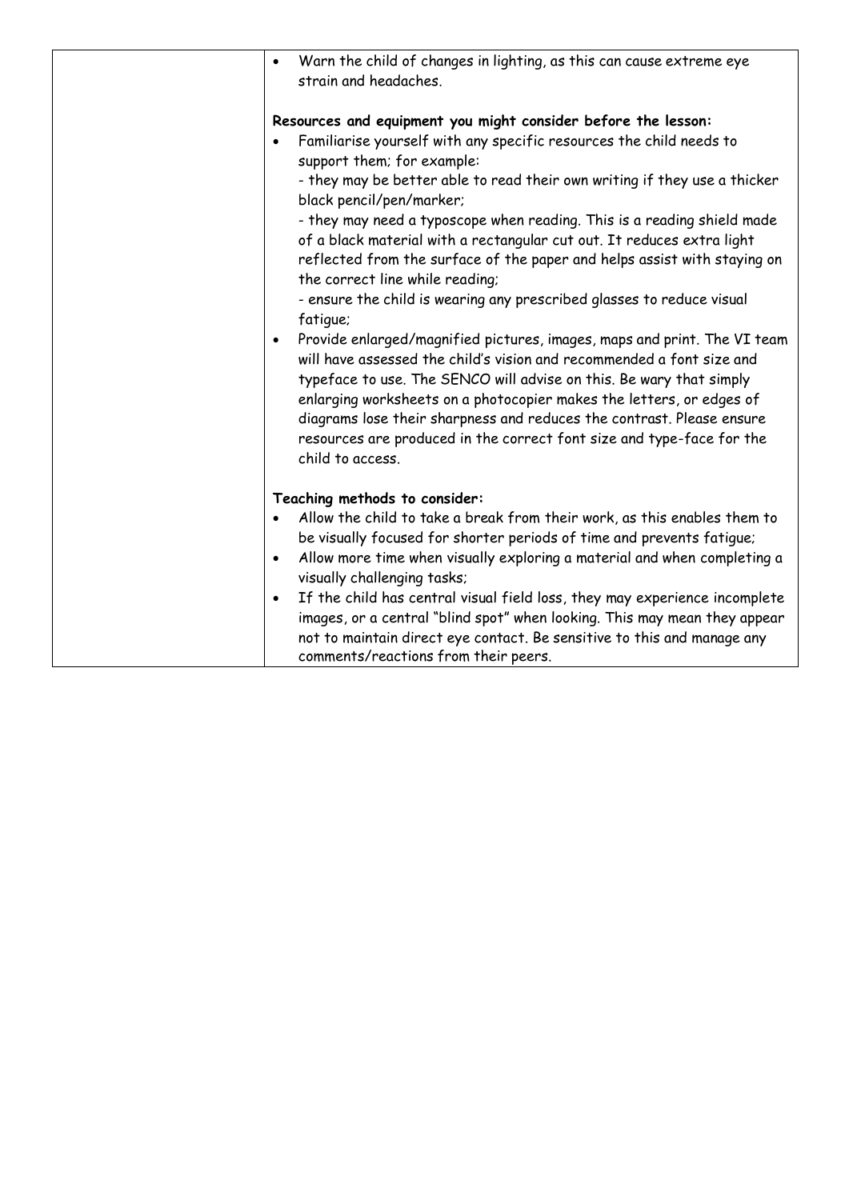| | |
|---|---|
| | • Warn the child of changes in lighting, as this can cause extreme eye strain and headaches.<br><br>**Resources and equipment you might consider before the lesson:**<br>• Familiarise yourself with any specific resources the child needs to support them; for example:<br>- they may be better able to read their own writing if they use a thicker black pencil/pen/marker;<br>- they may need a typoscope when reading. This is a reading shield made of a black material with a rectangular cut out. It reduces extra light reflected from the surface of the paper and helps assist with staying on the correct line while reading;<br>- ensure the child is wearing any prescribed glasses to reduce visual fatigue;<br>• Provide enlarged/magnified pictures, images, maps and print. The VI team will have assessed the child's vision and recommended a font size and typeface to use. The SENCO will advise on this. Be wary that simply enlarging worksheets on a photocopier makes the letters, or edges of diagrams lose their sharpness and reduces the contrast. Please ensure resources are produced in the correct font size and type-face for the child to access.<br><br>**Teaching methods to consider:**<br>• Allow the child to take a break from their work, as this enables them to be visually focused for shorter periods of time and prevents fatigue;<br>• Allow more time when visually exploring a material and when completing a visually challenging tasks;<br>• If the child has central visual field loss, they may experience incomplete images, or a central "blind spot" when looking. This may mean they appear not to maintain direct eye contact. Be sensitive to this and manage any comments/reactions from their peers. |